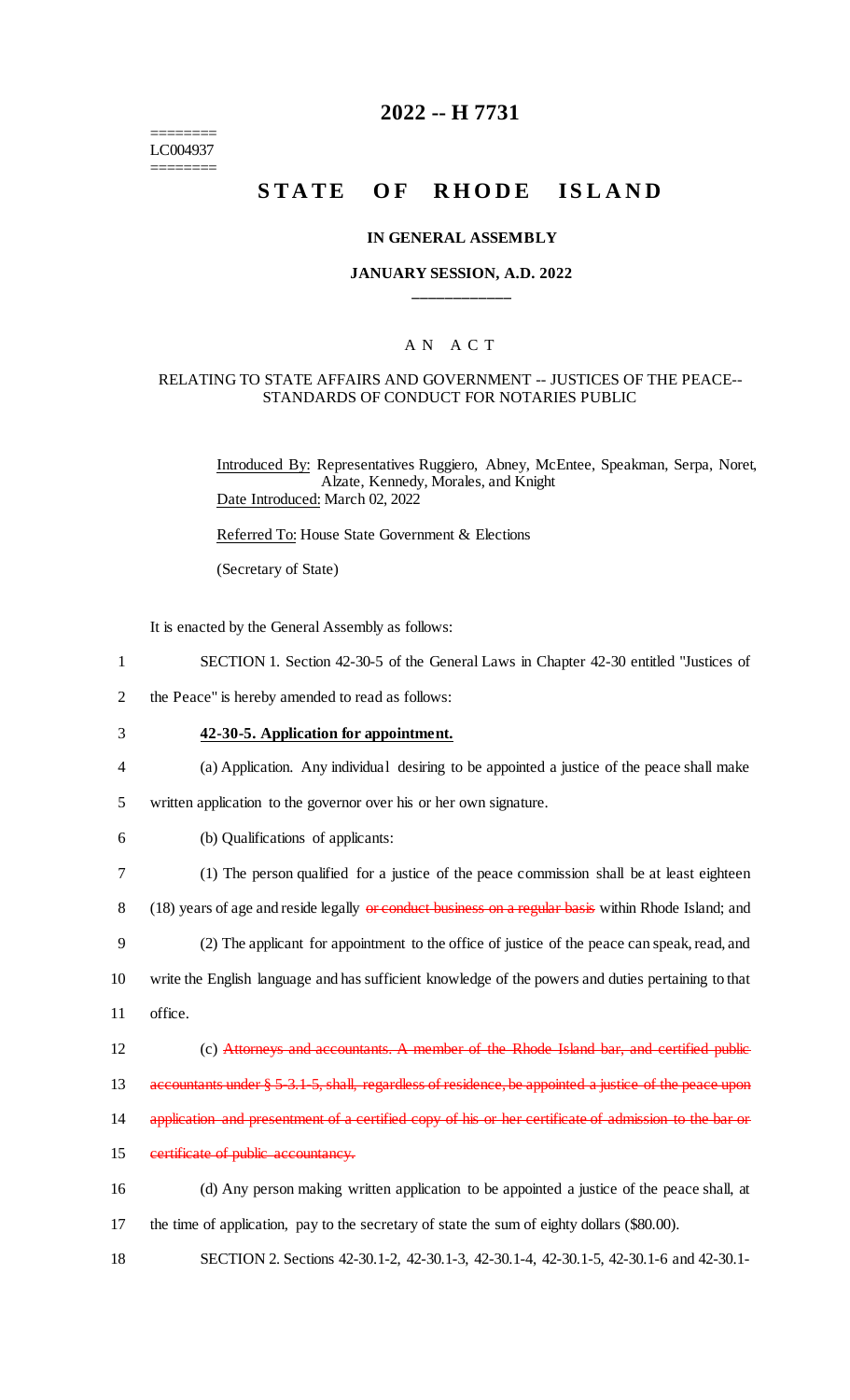# 2022 -- H 7731

========
LC004937
========

# STATE OF RHODE ISLAND

### IN GENERAL ASSEMBLY

### JANUARY SESSION, A.D. 2022

____________

### A N A C T

RELATING TO STATE AFFAIRS AND GOVERNMENT -- JUSTICES OF THE PEACE-- STANDARDS OF CONDUCT FOR NOTARIES PUBLIC

Introduced By: Representatives Ruggiero, Abney, McEntee, Speakman, Serpa, Noret, Alzate, Kennedy, Morales, and Knight

Date Introduced: March 02, 2022

Referred To: House State Government & Elections

(Secretary of State)

It is enacted by the General Assembly as follows:

1 SECTION 1. Section 42-30-5 of the General Laws in Chapter 42-30 entitled "Justices of
2 the Peace" is hereby amended to read as follows:

3 **42-30-5. Application for appointment.**

4 (a) Application. Any individual desiring to be appointed a justice of the peace shall make
5 written application to the governor over his or her own signature.

6 (b) Qualifications of applicants:

7 (1) The person qualified for a justice of the peace commission shall be at least eighteen
8 (18) years of age and reside legally ~~or conduct business on a regular basis~~ within Rhode Island; and

9 (2) The applicant for appointment to the office of justice of the peace can speak, read, and
10 write the English language and has sufficient knowledge of the powers and duties pertaining to that
11 office.

12 (c) ~~Attorneys and accountants. A member of the Rhode Island bar, and certified public~~
13 ~~accountants under § 5-3.1-5, shall, regardless of residence, be appointed a justice of the peace upon~~
14 ~~application and presentment of a certified copy of his or her certificate of admission to the bar or~~
15 ~~certificate of public accountancy.~~

16 (d) Any person making written application to be appointed a justice of the peace shall, at
17 the time of application, pay to the secretary of state the sum of eighty dollars ($80.00).

18 SECTION 2. Sections 42-30.1-2, 42-30.1-3, 42-30.1-4, 42-30.1-5, 42-30.1-6 and 42-30.1-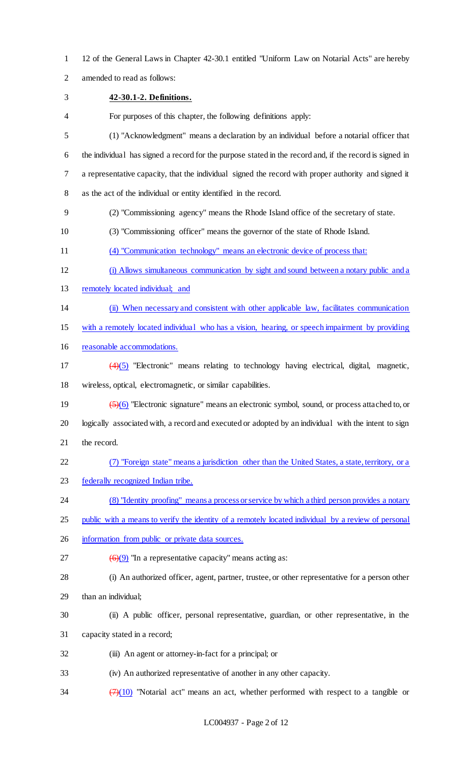12 of the General Laws in Chapter 42-30.1 entitled "Uniform Law on Notarial Acts" are hereby amended to read as follows:

**42-30.1-2. Definitions.**

For purposes of this chapter, the following definitions apply:

(1) "Acknowledgment" means a declaration by an individual before a notarial officer that the individual has signed a record for the purpose stated in the record and, if the record is signed in a representative capacity, that the individual signed the record with proper authority and signed it as the act of the individual or entity identified in the record.

(2) "Commissioning agency" means the Rhode Island office of the secretary of state.

(3) "Commissioning officer" means the governor of the state of Rhode Island.

(4) "Communication technology" means an electronic device of process that:

(i) Allows simultaneous communication by sight and sound between a notary public and a remotely located individual; and

(ii) When necessary and consistent with other applicable law, facilitates communication with a remotely located individual who has a vision, hearing, or speech impairment by providing reasonable accommodations.

~~(4)~~(5) "Electronic" means relating to technology having electrical, digital, magnetic, wireless, optical, electromagnetic, or similar capabilities.

~~(5)~~(6) "Electronic signature" means an electronic symbol, sound, or process attached to, or logically associated with, a record and executed or adopted by an individual with the intent to sign the record.

(7) "Foreign state" means a jurisdiction other than the United States, a state, territory, or a federally recognized Indian tribe.

(8) "Identity proofing" means a process or service by which a third person provides a notary public with a means to verify the identity of a remotely located individual by a review of personal information from public or private data sources.

~~(6)~~(9) "In a representative capacity" means acting as:

(i) An authorized officer, agent, partner, trustee, or other representative for a person other than an individual;

(ii) A public officer, personal representative, guardian, or other representative, in the capacity stated in a record;

(iii) An agent or attorney-in-fact for a principal; or

(iv) An authorized representative of another in any other capacity.

~~(7)~~(10) "Notarial act" means an act, whether performed with respect to a tangible or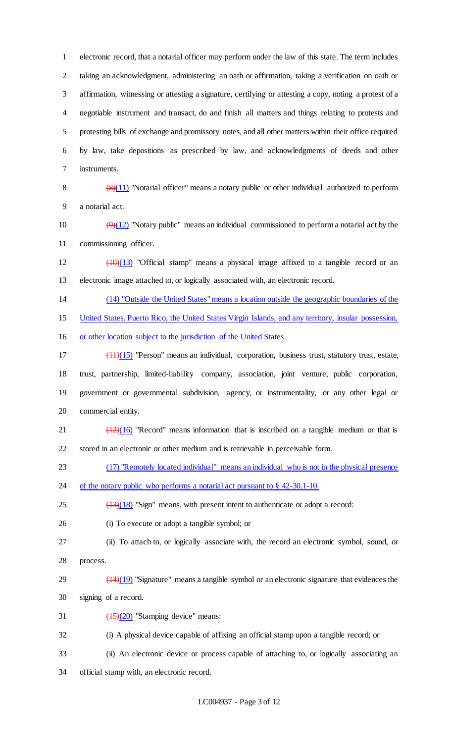electronic record, that a notarial officer may perform under the law of this state. The term includes taking an acknowledgment, administering an oath or affirmation, taking a verification on oath or affirmation, witnessing or attesting a signature, certifying or attesting a copy, noting a protest of a negotiable instrument and transact, do and finish all matters and things relating to protests and protesting bills of exchange and promissory notes, and all other matters within their office required by law, take depositions as prescribed by law, and acknowledgments of deeds and other instruments.

~~(8)~~(11) "Notarial officer" means a notary public or other individual authorized to perform a notarial act.

~~(9)~~(12) "Notary public" means an individual commissioned to perform a notarial act by the commissioning officer.

~~(10)~~(13) "Official stamp" means a physical image affixed to a tangible record or an electronic image attached to, or logically associated with, an electronic record.

(14) "Outside the United States" means a location outside the geographic boundaries of the United States, Puerto Rico, the United States Virgin Islands, and any territory, insular possession, or other location subject to the jurisdiction of the United States.

~~(11)~~(15) "Person" means an individual, corporation, business trust, statutory trust, estate, trust, partnership, limited-liability company, association, joint venture, public corporation, government or governmental subdivision, agency, or instrumentality, or any other legal or commercial entity.

~~(12)~~(16) "Record" means information that is inscribed on a tangible medium or that is stored in an electronic or other medium and is retrievable in perceivable form.

(17) "Remotely located individual" means an individual who is not in the physical presence of the notary public who performs a notarial act pursuant to § 42-30.1-10.

~~(13)~~(18) "Sign" means, with present intent to authenticate or adopt a record:

(i) To execute or adopt a tangible symbol; or

(ii) To attach to, or logically associate with, the record an electronic symbol, sound, or process.

~~(14)~~(19) "Signature" means a tangible symbol or an electronic signature that evidences the signing of a record.

~~(15)~~(20) "Stamping device" means:

(i) A physical device capable of affixing an official stamp upon a tangible record; or

(ii) An electronic device or process capable of attaching to, or logically associating an official stamp with, an electronic record.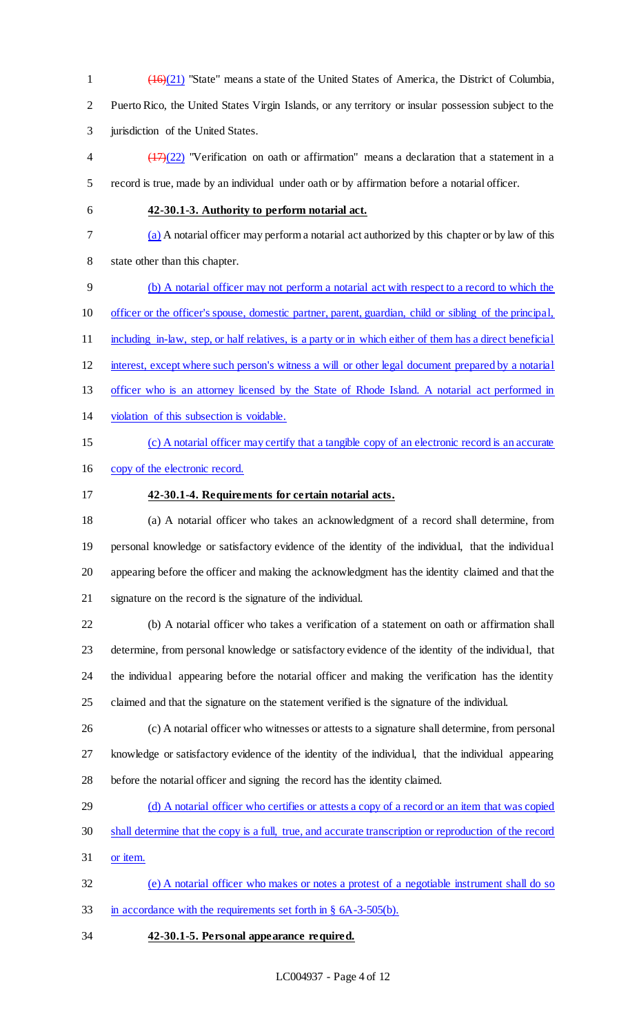~~(16)~~(21) "State" means a state of the United States of America, the District of Columbia, Puerto Rico, the United States Virgin Islands, or any territory or insular possession subject to the jurisdiction of the United States.

~~(17)~~(22) "Verification on oath or affirmation" means a declaration that a statement in a record is true, made by an individual under oath or by affirmation before a notarial officer.

**42-30.1-3. Authority to perform notarial act.**

(a) A notarial officer may perform a notarial act authorized by this chapter or by law of this state other than this chapter.

(b) A notarial officer may not perform a notarial act with respect to a record to which the officer or the officer's spouse, domestic partner, parent, guardian, child or sibling of the principal, including in-law, step, or half relatives, is a party or in which either of them has a direct beneficial interest, except where such person's witness a will or other legal document prepared by a notarial officer who is an attorney licensed by the State of Rhode Island. A notarial act performed in violation of this subsection is voidable.

(c) A notarial officer may certify that a tangible copy of an electronic record is an accurate copy of the electronic record.

**42-30.1-4. Requirements for certain notarial acts.**

(a) A notarial officer who takes an acknowledgment of a record shall determine, from personal knowledge or satisfactory evidence of the identity of the individual, that the individual appearing before the officer and making the acknowledgment has the identity claimed and that the signature on the record is the signature of the individual.

(b) A notarial officer who takes a verification of a statement on oath or affirmation shall determine, from personal knowledge or satisfactory evidence of the identity of the individual, that the individual appearing before the notarial officer and making the verification has the identity claimed and that the signature on the statement verified is the signature of the individual.

(c) A notarial officer who witnesses or attests to a signature shall determine, from personal knowledge or satisfactory evidence of the identity of the individual, that the individual appearing before the notarial officer and signing the record has the identity claimed.

(d) A notarial officer who certifies or attests a copy of a record or an item that was copied shall determine that the copy is a full, true, and accurate transcription or reproduction of the record or item.

(e) A notarial officer who makes or notes a protest of a negotiable instrument shall do so in accordance with the requirements set forth in § 6A-3-505(b).

**42-30.1-5. Personal appearance required.**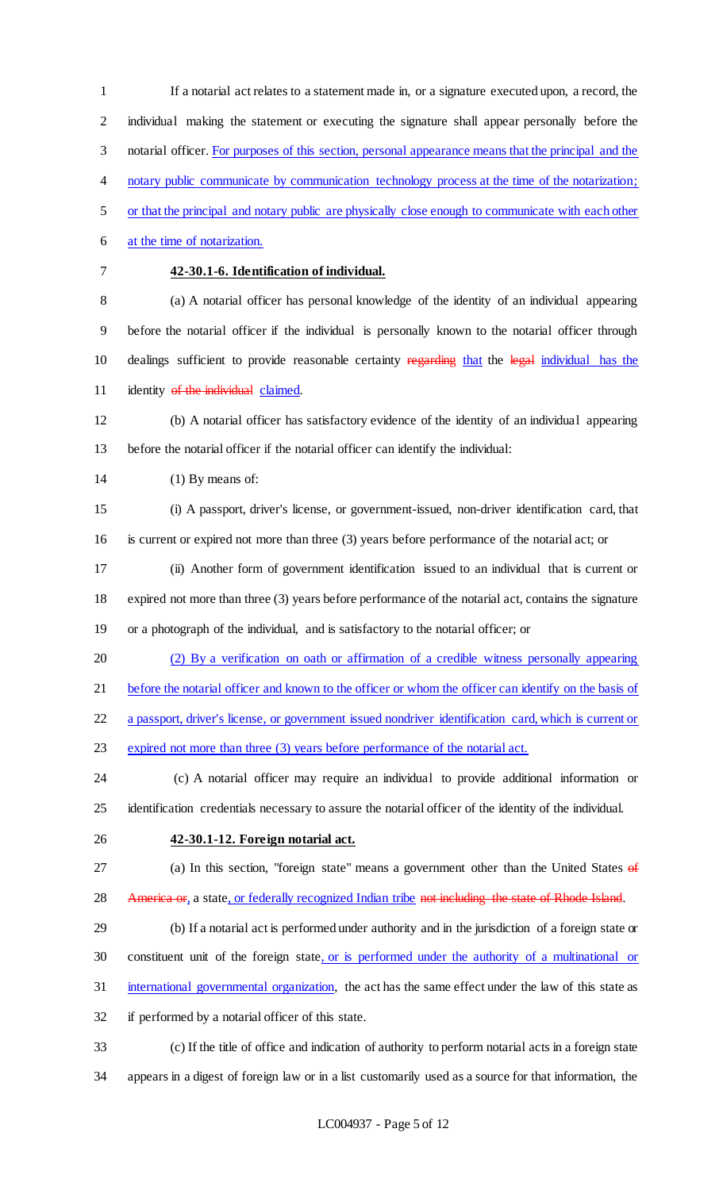If a notarial act relates to a statement made in, or a signature executed upon, a record, the individual making the statement or executing the signature shall appear personally before the notarial officer. For purposes of this section, personal appearance means that the principal and the notary public communicate by communication technology process at the time of the notarization; or that the principal and notary public are physically close enough to communicate with each other at the time of notarization.

**42-30.1-6. Identification of individual.**

(a) A notarial officer has personal knowledge of the identity of an individual appearing before the notarial officer if the individual is personally known to the notarial officer through dealings sufficient to provide reasonable certainty ~~regarding~~ that the ~~legal~~ individual has the identity ~~of the individual~~ claimed.

(b) A notarial officer has satisfactory evidence of the identity of an individual appearing before the notarial officer if the notarial officer can identify the individual:

(1) By means of:

(i) A passport, driver's license, or government-issued, non-driver identification card, that is current or expired not more than three (3) years before performance of the notarial act; or

(ii) Another form of government identification issued to an individual that is current or expired not more than three (3) years before performance of the notarial act, contains the signature or a photograph of the individual, and is satisfactory to the notarial officer; or

(2) By a verification on oath or affirmation of a credible witness personally appearing before the notarial officer and known to the officer or whom the officer can identify on the basis of a passport, driver's license, or government issued nondriver identification card, which is current or expired not more than three (3) years before performance of the notarial act.

(c) A notarial officer may require an individual to provide additional information or identification credentials necessary to assure the notarial officer of the identity of the individual.

**42-30.1-12. Foreign notarial act.**

(a) In this section, "foreign state" means a government other than the United States ~~of America or~~, a state, or federally recognized Indian tribe ~~not including the state of Rhode Island~~.

(b) If a notarial act is performed under authority and in the jurisdiction of a foreign state or constituent unit of the foreign state, or is performed under the authority of a multinational or international governmental organization, the act has the same effect under the law of this state as if performed by a notarial officer of this state.

(c) If the title of office and indication of authority to perform notarial acts in a foreign state appears in a digest of foreign law or in a list customarily used as a source for that information, the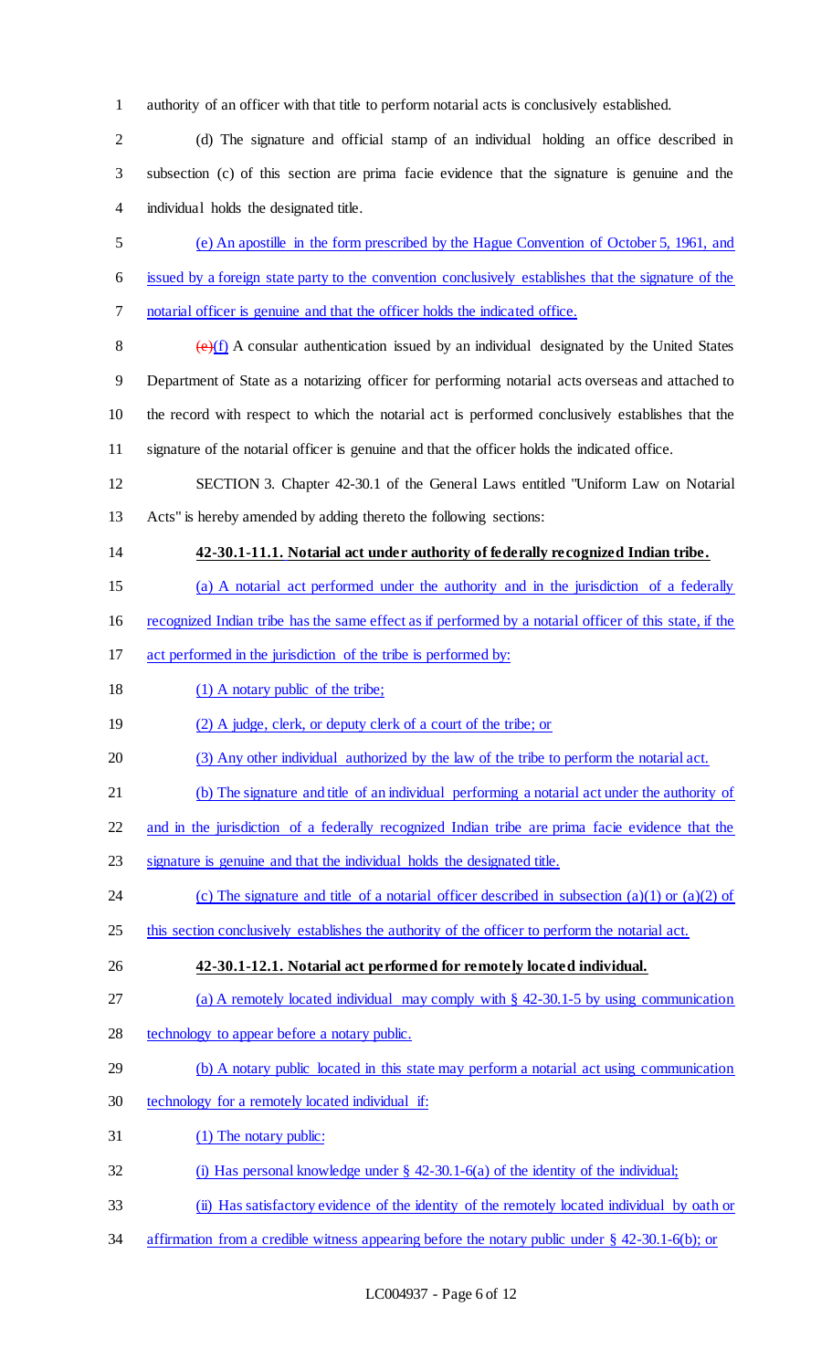authority of an officer with that title to perform notarial acts is conclusively established.

(d) The signature and official stamp of an individual holding an office described in subsection (c) of this section are prima facie evidence that the signature is genuine and the individual holds the designated title.

(e) An apostille in the form prescribed by the Hague Convention of October 5, 1961, and issued by a foreign state party to the convention conclusively establishes that the signature of the notarial officer is genuine and that the officer holds the indicated office.

~~(e)~~(f) A consular authentication issued by an individual designated by the United States Department of State as a notarizing officer for performing notarial acts overseas and attached to the record with respect to which the notarial act is performed conclusively establishes that the signature of the notarial officer is genuine and that the officer holds the indicated office.

SECTION 3. Chapter 42-30.1 of the General Laws entitled "Uniform Law on Notarial Acts" is hereby amended by adding thereto the following sections:

**42-30.1-11.1. Notarial act under authority of federally recognized Indian tribe.**

(a) A notarial act performed under the authority and in the jurisdiction of a federally recognized Indian tribe has the same effect as if performed by a notarial officer of this state, if the act performed in the jurisdiction of the tribe is performed by:

(1) A notary public of the tribe;

(2) A judge, clerk, or deputy clerk of a court of the tribe; or

(3) Any other individual authorized by the law of the tribe to perform the notarial act.

(b) The signature and title of an individual performing a notarial act under the authority of and in the jurisdiction of a federally recognized Indian tribe are prima facie evidence that the signature is genuine and that the individual holds the designated title.

(c) The signature and title of a notarial officer described in subsection (a)(1) or (a)(2) of this section conclusively establishes the authority of the officer to perform the notarial act.

**42-30.1-12.1. Notarial act performed for remotely located individual.**

(a) A remotely located individual may comply with § 42-30.1-5 by using communication technology to appear before a notary public.

(b) A notary public located in this state may perform a notarial act using communication technology for a remotely located individual if:

(1) The notary public:

(i) Has personal knowledge under § 42-30.1-6(a) of the identity of the individual;

(ii) Has satisfactory evidence of the identity of the remotely located individual by oath or affirmation from a credible witness appearing before the notary public under § 42-30.1-6(b); or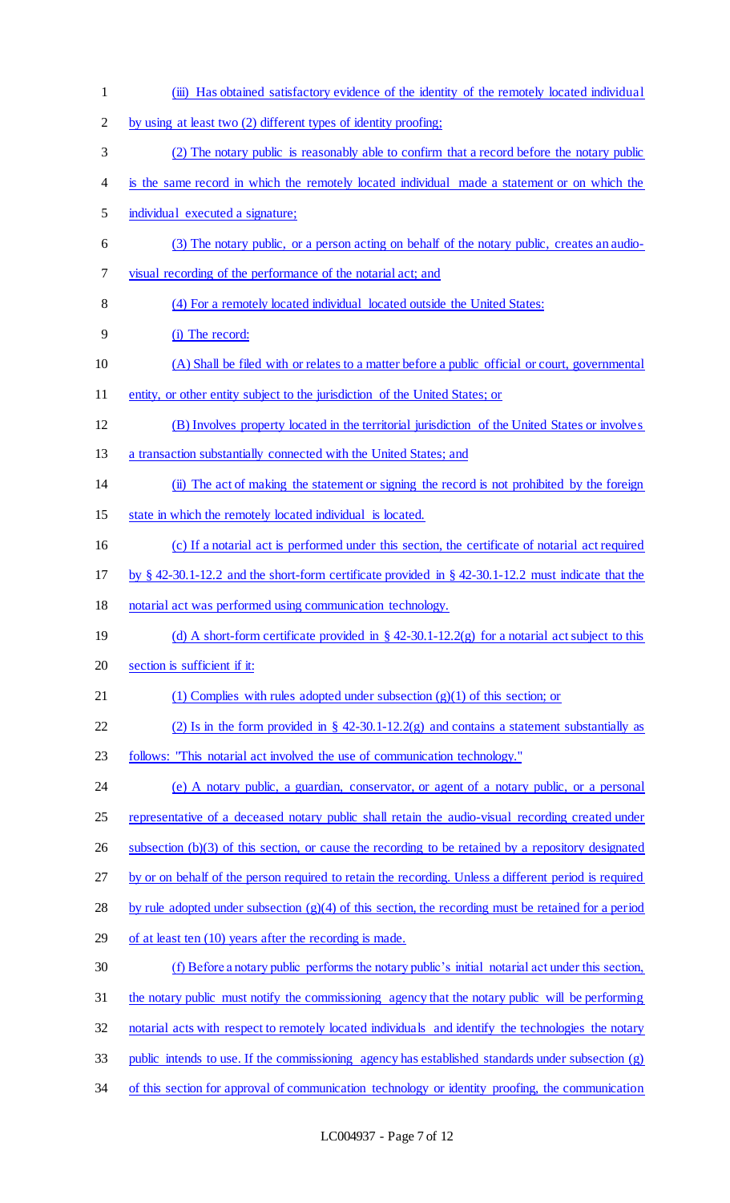(iii) Has obtained satisfactory evidence of the identity of the remotely located individual by using at least two (2) different types of identity proofing;

(2) The notary public is reasonably able to confirm that a record before the notary public is the same record in which the remotely located individual made a statement or on which the individual executed a signature;

(3) The notary public, or a person acting on behalf of the notary public, creates an audio-visual recording of the performance of the notarial act; and

(4) For a remotely located individual located outside the United States:

(i) The record:

(A) Shall be filed with or relates to a matter before a public official or court, governmental entity, or other entity subject to the jurisdiction of the United States; or

(B) Involves property located in the territorial jurisdiction of the United States or involves a transaction substantially connected with the United States; and

(ii) The act of making the statement or signing the record is not prohibited by the foreign state in which the remotely located individual is located.

(c) If a notarial act is performed under this section, the certificate of notarial act required by § 42-30.1-12.2 and the short-form certificate provided in § 42-30.1-12.2 must indicate that the notarial act was performed using communication technology.

(d) A short-form certificate provided in § 42-30.1-12.2(g) for a notarial act subject to this section is sufficient if it:

(1) Complies with rules adopted under subsection (g)(1) of this section; or

(2) Is in the form provided in § 42-30.1-12.2(g) and contains a statement substantially as follows: "This notarial act involved the use of communication technology."

(e) A notary public, a guardian, conservator, or agent of a notary public, or a personal representative of a deceased notary public shall retain the audio-visual recording created under subsection (b)(3) of this section, or cause the recording to be retained by a repository designated by or on behalf of the person required to retain the recording. Unless a different period is required by rule adopted under subsection (g)(4) of this section, the recording must be retained for a period of at least ten (10) years after the recording is made.

(f) Before a notary public performs the notary public's initial notarial act under this section, the notary public must notify the commissioning agency that the notary public will be performing notarial acts with respect to remotely located individuals and identify the technologies the notary public intends to use. If the commissioning agency has established standards under subsection (g) of this section for approval of communication technology or identity proofing, the communication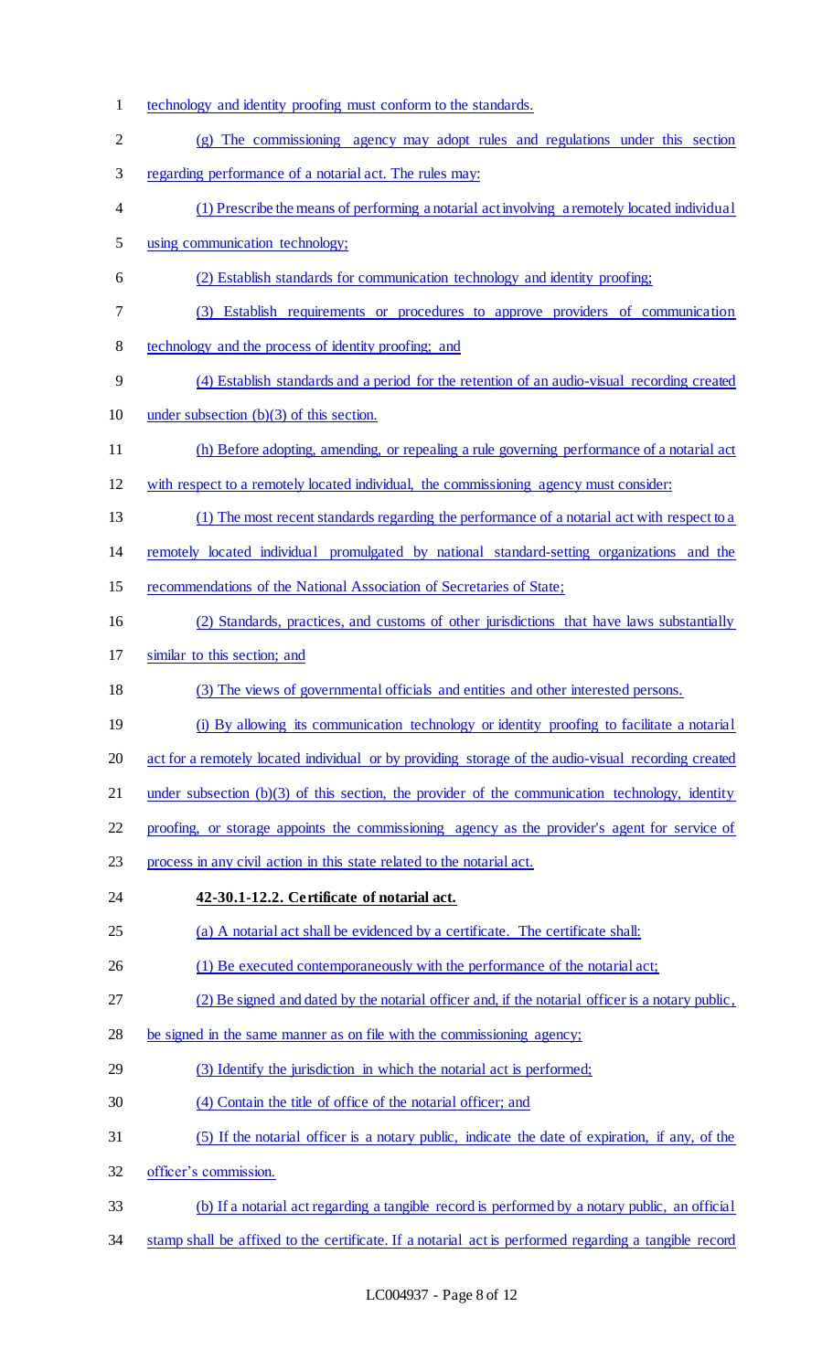technology and identity proofing must conform to the standards.

(g) The commissioning agency may adopt rules and regulations under this section regarding performance of a notarial act. The rules may:

(1) Prescribe the means of performing a notarial act involving a remotely located individual using communication technology;

(2) Establish standards for communication technology and identity proofing;

(3) Establish requirements or procedures to approve providers of communication technology and the process of identity proofing; and

(4) Establish standards and a period for the retention of an audio-visual recording created under subsection (b)(3) of this section.

(h) Before adopting, amending, or repealing a rule governing performance of a notarial act with respect to a remotely located individual, the commissioning agency must consider:

(1) The most recent standards regarding the performance of a notarial act with respect to a remotely located individual promulgated by national standard-setting organizations and the recommendations of the National Association of Secretaries of State;

(2) Standards, practices, and customs of other jurisdictions that have laws substantially similar to this section; and

(3) The views of governmental officials and entities and other interested persons.

(i) By allowing its communication technology or identity proofing to facilitate a notarial act for a remotely located individual or by providing storage of the audio-visual recording created under subsection (b)(3) of this section, the provider of the communication technology, identity proofing, or storage appoints the commissioning agency as the provider's agent for service of process in any civil action in this state related to the notarial act.

**42-30.1-12.2. Certificate of notarial act.**

(a) A notarial act shall be evidenced by a certificate. The certificate shall:

(1) Be executed contemporaneously with the performance of the notarial act;

(2) Be signed and dated by the notarial officer and, if the notarial officer is a notary public, be signed in the same manner as on file with the commissioning agency;

(3) Identify the jurisdiction in which the notarial act is performed;

(4) Contain the title of office of the notarial officer; and

(5) If the notarial officer is a notary public, indicate the date of expiration, if any, of the officer's commission.

(b) If a notarial act regarding a tangible record is performed by a notary public, an official stamp shall be affixed to the certificate. If a notarial act is performed regarding a tangible record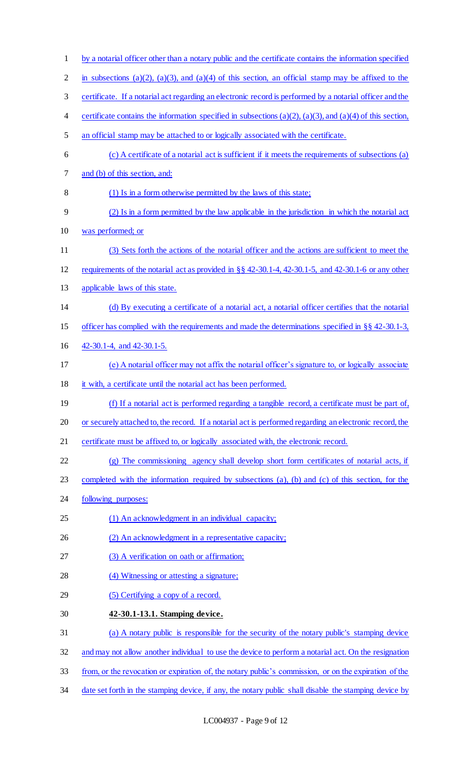by a notarial officer other than a notary public and the certificate contains the information specified in subsections (a)(2), (a)(3), and (a)(4) of this section, an official stamp may be affixed to the certificate. If a notarial act regarding an electronic record is performed by a notarial officer and the certificate contains the information specified in subsections (a)(2), (a)(3), and (a)(4) of this section, an official stamp may be attached to or logically associated with the certificate.

(c) A certificate of a notarial act is sufficient if it meets the requirements of subsections (a) and (b) of this section, and:

(1) Is in a form otherwise permitted by the laws of this state;

(2) Is in a form permitted by the law applicable in the jurisdiction in which the notarial act was performed; or

(3) Sets forth the actions of the notarial officer and the actions are sufficient to meet the requirements of the notarial act as provided in §§ 42-30.1-4, 42-30.1-5, and 42-30.1-6 or any other applicable laws of this state.

(d) By executing a certificate of a notarial act, a notarial officer certifies that the notarial officer has complied with the requirements and made the determinations specified in §§ 42-30.1-3, 42-30.1-4, and 42-30.1-5.

(e) A notarial officer may not affix the notarial officer's signature to, or logically associate it with, a certificate until the notarial act has been performed.

(f) If a notarial act is performed regarding a tangible record, a certificate must be part of, or securely attached to, the record. If a notarial act is performed regarding an electronic record, the certificate must be affixed to, or logically associated with, the electronic record.

(g) The commissioning agency shall develop short form certificates of notarial acts, if completed with the information required by subsections (a), (b) and (c) of this section, for the following purposes:

(1) An acknowledgment in an individual capacity;

(2) An acknowledgment in a representative capacity;

(3) A verification on oath or affirmation;

(4) Witnessing or attesting a signature;

(5) Certifying a copy of a record.

**42-30.1-13.1. Stamping device.**

(a) A notary public is responsible for the security of the notary public's stamping device and may not allow another individual to use the device to perform a notarial act. On the resignation from, or the revocation or expiration of, the notary public's commission, or on the expiration of the date set forth in the stamping device, if any, the notary public shall disable the stamping device by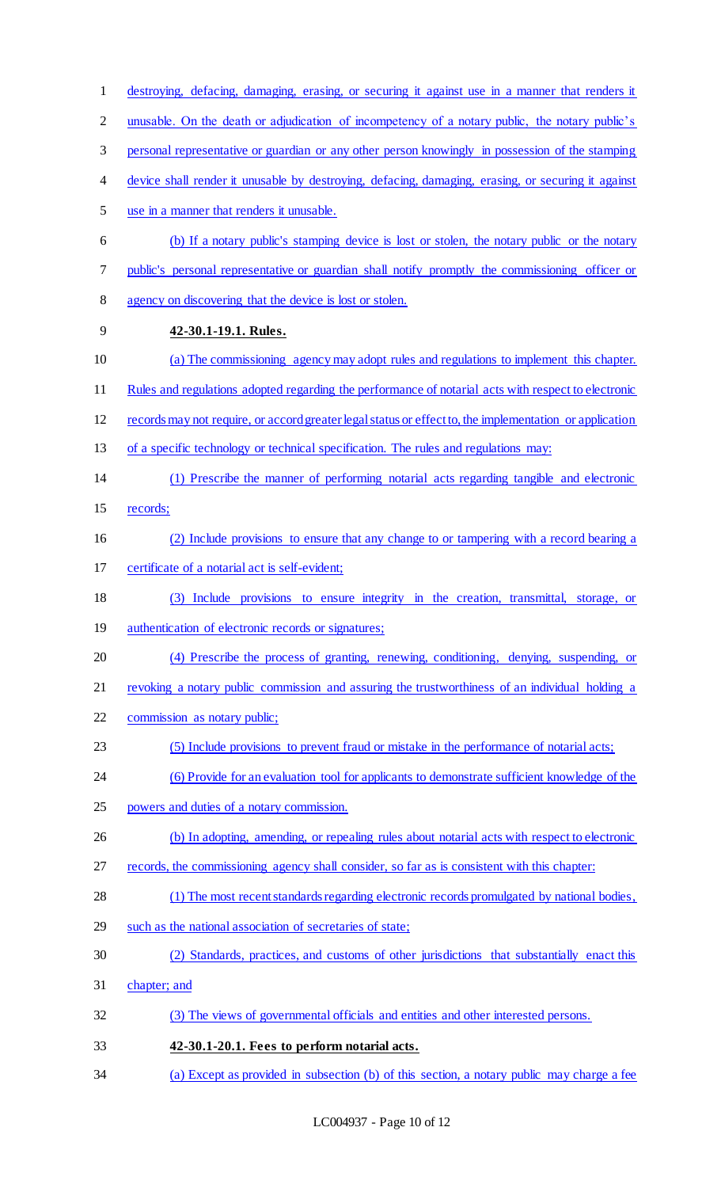destroying, defacing, damaging, erasing, or securing it against use in a manner that renders it unusable. On the death or adjudication of incompetency of a notary public, the notary public's personal representative or guardian or any other person knowingly in possession of the stamping device shall render it unusable by destroying, defacing, damaging, erasing, or securing it against use in a manner that renders it unusable.

(b) If a notary public's stamping device is lost or stolen, the notary public or the notary public's personal representative or guardian shall notify promptly the commissioning officer or agency on discovering that the device is lost or stolen.

**42-30.1-19.1. Rules.**

(a) The commissioning agency may adopt rules and regulations to implement this chapter. Rules and regulations adopted regarding the performance of notarial acts with respect to electronic records may not require, or accord greater legal status or effect to, the implementation or application of a specific technology or technical specification. The rules and regulations may:

(1) Prescribe the manner of performing notarial acts regarding tangible and electronic records;

(2) Include provisions to ensure that any change to or tampering with a record bearing a certificate of a notarial act is self-evident;

(3) Include provisions to ensure integrity in the creation, transmittal, storage, or authentication of electronic records or signatures;

(4) Prescribe the process of granting, renewing, conditioning, denying, suspending, or revoking a notary public commission and assuring the trustworthiness of an individual holding a commission as notary public;

(5) Include provisions to prevent fraud or mistake in the performance of notarial acts;

(6) Provide for an evaluation tool for applicants to demonstrate sufficient knowledge of the powers and duties of a notary commission.

(b) In adopting, amending, or repealing rules about notarial acts with respect to electronic records, the commissioning agency shall consider, so far as is consistent with this chapter:

(1) The most recent standards regarding electronic records promulgated by national bodies, such as the national association of secretaries of state;

(2) Standards, practices, and customs of other jurisdictions that substantially enact this chapter; and

(3) The views of governmental officials and entities and other interested persons.

**42-30.1-20.1. Fees to perform notarial acts.**

(a) Except as provided in subsection (b) of this section, a notary public may charge a fee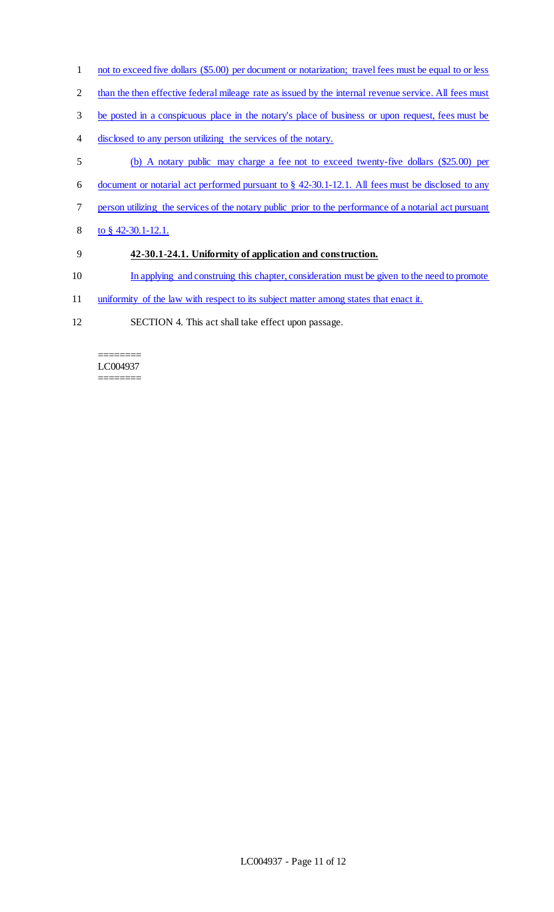not to exceed five dollars ($5.00) per document or notarization; travel fees must be equal to or less than the then effective federal mileage rate as issued by the internal revenue service. All fees must be posted in a conspicuous place in the notary's place of business or upon request, fees must be disclosed to any person utilizing the services of the notary.

(b) A notary public may charge a fee not to exceed twenty-five dollars ($25.00) per document or notarial act performed pursuant to § 42-30.1-12.1. All fees must be disclosed to any person utilizing the services of the notary public prior to the performance of a notarial act pursuant to § 42-30.1-12.1.

**42-30.1-24.1. Uniformity of application and construction.**

In applying and construing this chapter, consideration must be given to the need to promote uniformity of the law with respect to its subject matter among states that enact it.

SECTION 4. This act shall take effect upon passage.

========
LC004937
========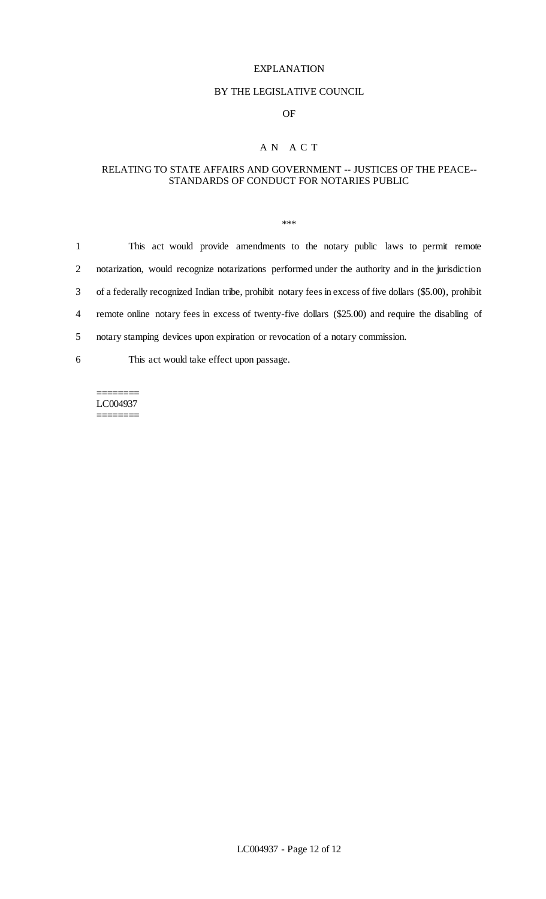EXPLANATION

BY THE LEGISLATIVE COUNCIL

OF

A N A C T

RELATING TO STATE AFFAIRS AND GOVERNMENT -- JUSTICES OF THE PEACE-- STANDARDS OF CONDUCT FOR NOTARIES PUBLIC

\*\*\*

1 This act would provide amendments to the notary public laws to permit remote
2 notarization, would recognize notarizations performed under the authority and in the jurisdiction
3 of a federally recognized Indian tribe, prohibit notary fees in excess of five dollars ($5.00), prohibit
4 remote online notary fees in excess of twenty-five dollars ($25.00) and require the disabling of
5 notary stamping devices upon expiration or revocation of a notary commission.
6 This act would take effect upon passage.

========
LC004937
========